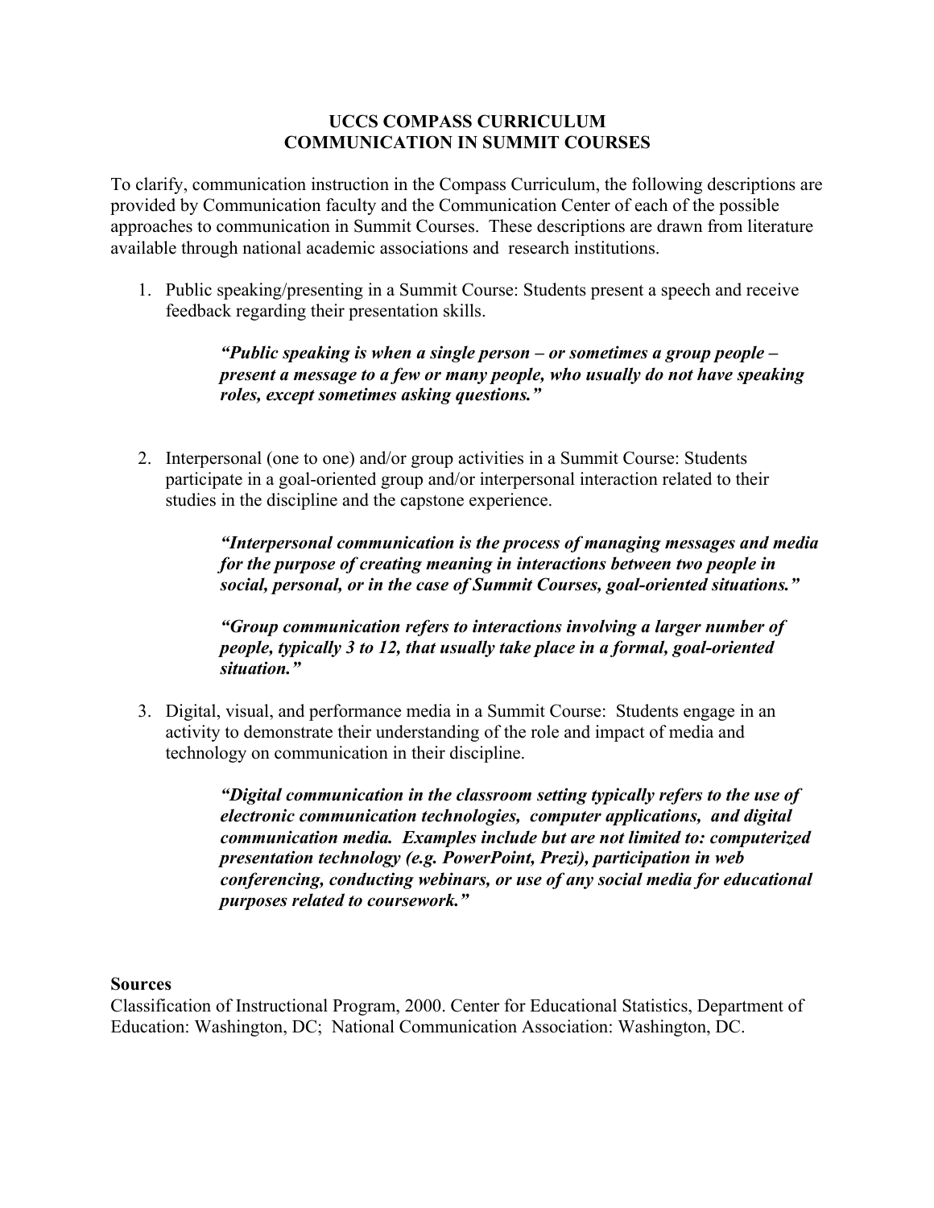# UCCS COMPASS CURRICULUM
# COMMUNICATION IN SUMMIT COURSES

To clarify, communication instruction in the Compass Curriculum, the following descriptions are provided by Communication faculty and the Communication Center of each of the possible approaches to communication in Summit Courses. These descriptions are drawn from literature available through national academic associations and research institutions.

1. Public speaking/presenting in a Summit Course: Students present a speech and receive feedback regarding their presentation skills.

   > ***"Public speaking is when a single person – or sometimes a group people – present a message to a few or many people, who usually do not have speaking roles, except sometimes asking questions."***

2. Interpersonal (one to one) and/or group activities in a Summit Course: Students participate in a goal-oriented group and/or interpersonal interaction related to their studies in the discipline and the capstone experience.

   > ***"Interpersonal communication is the process of managing messages and media for the purpose of creating meaning in interactions between two people in social, personal, or in the case of Summit Courses, goal-oriented situations."***

   > ***"Group communication refers to interactions involving a larger number of people, typically 3 to 12, that usually take place in a formal, goal-oriented situation."***

3. Digital, visual, and performance media in a Summit Course: Students engage in an activity to demonstrate their understanding of the role and impact of media and technology on communication in their discipline.

   > ***"Digital communication in the classroom setting typically refers to the use of electronic communication technologies, computer applications, and digital communication media. Examples include but are not limited to: computerized presentation technology (e.g. PowerPoint, Prezi), participation in web conferencing, conducting webinars, or use of any social media for educational purposes related to coursework."***

**Sources**

Classification of Instructional Program, 2000. Center for Educational Statistics, Department of Education: Washington, DC; National Communication Association: Washington, DC.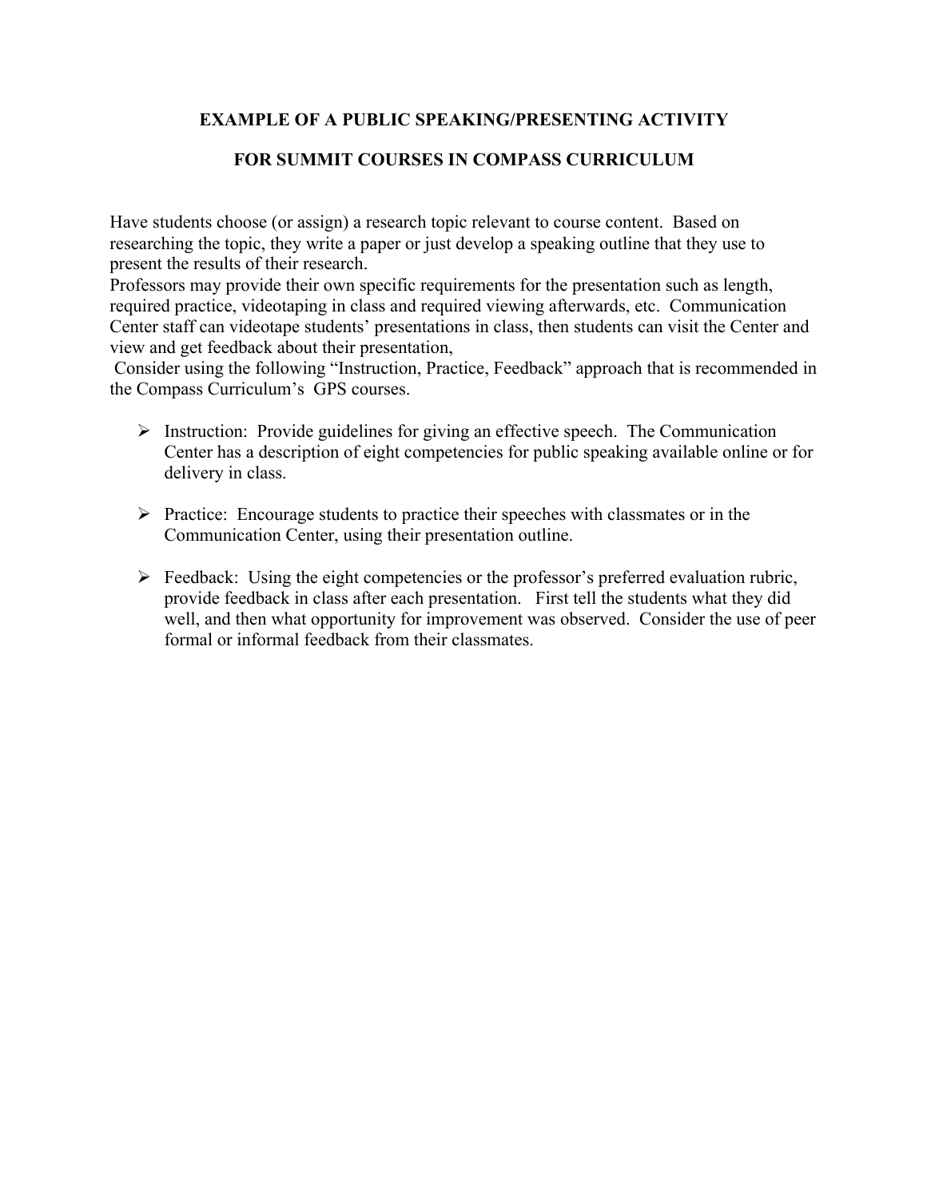## EXAMPLE OF A PUBLIC SPEAKING/PRESENTING ACTIVITY

## FOR SUMMIT COURSES IN COMPASS CURRICULUM

Have students choose (or assign) a research topic relevant to course content. Based on researching the topic, they write a paper or just develop a speaking outline that they use to present the results of their research.

Professors may provide their own specific requirements for the presentation such as length, required practice, videotaping in class and required viewing afterwards, etc. Communication Center staff can videotape students' presentations in class, then students can visit the Center and view and get feedback about their presentation,

Consider using the following "Instruction, Practice, Feedback" approach that is recommended in the Compass Curriculum's GPS courses.

- Instruction: Provide guidelines for giving an effective speech. The Communication Center has a description of eight competencies for public speaking available online or for delivery in class.
- Practice: Encourage students to practice their speeches with classmates or in the Communication Center, using their presentation outline.
- Feedback: Using the eight competencies or the professor's preferred evaluation rubric, provide feedback in class after each presentation. First tell the students what they did well, and then what opportunity for improvement was observed. Consider the use of peer formal or informal feedback from their classmates.